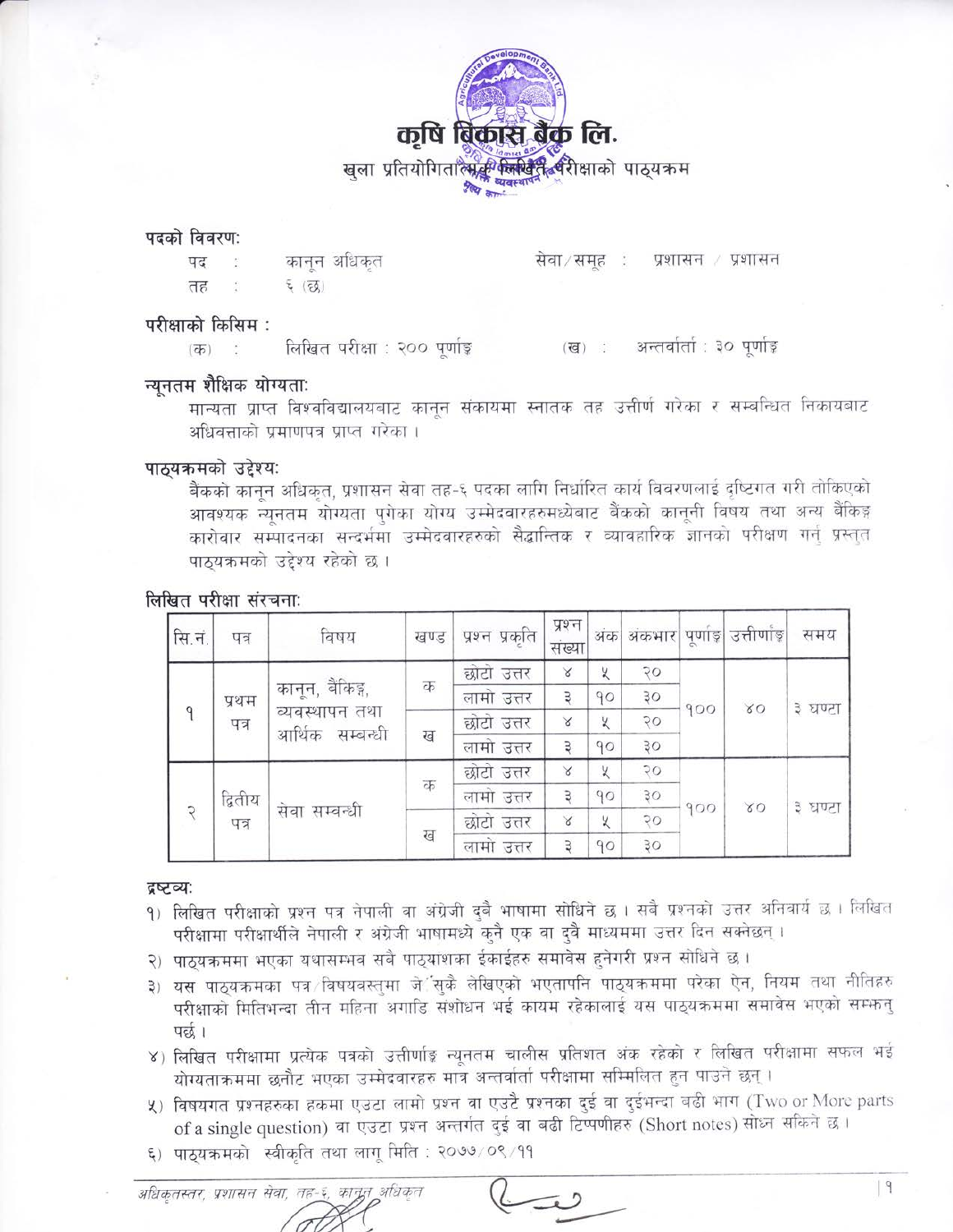# कृषि विकास बैंक लि.

## खुला प्रतियोगितात्मक लिखित परीक्षाको पाठ्यक्रम

### पदको विवरणः

पद : कानून अधिकृत सेवा/समूह : प्रशासन / प्रशासन

तह : ६ (छ)

### परीक्षाको किसिम :

(क) : लिखित परीक्षा : २०० पूर्णाङ्क (ख) : अन्तर्वार्ता : ३० पूर्णाङ्क

### न्यूनतम शैक्षिक योग्यताः

मान्यता प्राप्त विश्वविद्यालयबाट कानून संकायमा स्नातक तह उत्तीर्ण गरेका र सम्बन्धित निकायबाट अधिवक्ताको प्रमाणपत्र प्राप्त गरेका ।

### पाठ्यक्रमको उद्देश्यः

बैंकको कानून अधिकृत, प्रशासन सेवा तह-६ पदका लागि निर्धारित कार्य विवरणलाई दृष्टिगत गरी तोकिएको आवश्यक न्यूनतम योग्यता पुगेका योग्य उम्मेदवारहरुमध्येबाट बैंकको कानूनी विषय तथा अन्य बैंकिङ्ग कारोबार सम्पादनका सन्दर्भमा उम्मेदवारहरुको सैद्धान्तिक र व्यावहारिक ज्ञानको परीक्षण गर्नु प्रस्तुत पाठ्यक्रमको उद्देश्य रहेको छ ।

### लिखित परीक्षा संरचनाः

| सि.नं. | पत्र | विषय | खण्ड | प्रश्न प्रकृति | प्रश्न संख्या | अंक | अंकभार | पूर्णाङ्क | उत्तीर्णाङ्क | समय |
|---|---|---|---|---|---|---|---|---|---|---|
| १ | प्रथम पत्र | कानून, बैंकिङ्ग, व्यवस्थापन तथा आर्थिक सम्बन्धी | क | छोटो उत्तर | ४ | ५ | २० | १०० | ४० | ३ घण्टा |
| | | | | लामो उत्तर | ३ | १० | ३० | | | |
| | | | ख | छोटो उत्तर | ४ | ५ | २० | | | |
| | | | | लामो उत्तर | ३ | १० | ३० | | | |
| २ | द्वितीय पत्र | सेवा सम्बन्धी | क | छोटो उत्तर | ४ | ५ | २० | १०० | ४० | ३ घण्टा |
| | | | | लामो उत्तर | ३ | १० | ३० | | | |
| | | | ख | छोटो उत्तर | ४ | ५ | २० | | | |
| | | | | लामो उत्तर | ३ | १० | ३० | | | |

### द्रष्टव्यः

१) लिखित परीक्षाको प्रश्न पत्र नेपाली वा अंग्रेजी दुवै भाषामा सोधिने छ । सबै प्रश्नको उत्तर अनिवार्य छ । लिखित परीक्षामा परीक्षार्थीले नेपाली र अंग्रेजी भाषामध्ये कुनै एक वा दुवै माध्यममा उत्तर दिन सक्नेछन् ।

२) पाठ्यक्रममा भएका यथासम्भव सबै पाठ्यांशका ईकाईहरु समावेस हुनेगरी प्रश्न सोधिने छ ।

३) यस पाठ्यक्रमका पत्र/विषयवस्तुमा जे सुकै लेखिएको भएतापनि पाठ्यक्रममा परेका ऐन, नियम तथा नीतिहरु परीक्षाको मितिभन्दा तीन महिना अगाडि संशोधन भई कायम रहेकालाई यस पाठ्यक्रममा समावेस भएको सम्झनु पर्छ ।

४) लिखित परीक्षामा प्रत्येक पत्रको उत्तीर्णाङ्क न्यूनतम चालीस प्रतिशत अंक रहेको र लिखित परीक्षामा सफल भई योग्यताक्रममा छनौट भएका उम्मेदवारहरु मात्र अन्तर्वार्ता परीक्षामा सम्मिलित हुन पाउने छन् ।

५) विषयगत प्रश्नहरुका हकमा एउटा लामो प्रश्न वा एउटै प्रश्नका दुई वा दुईभन्दा बढी भाग (Two or More parts of a single question) वा एउटा प्रश्न अन्तर्गत दुई वा बढी टिप्पणीहरु (Short notes) सोध्न सकिने छ ।

६) पाठ्यक्रमको स्वीकृति तथा लागू मिति : २०७७/०९/११

*अधिकृतस्तर, प्रशासन सेवा, तह-६, कानून अधिकृत*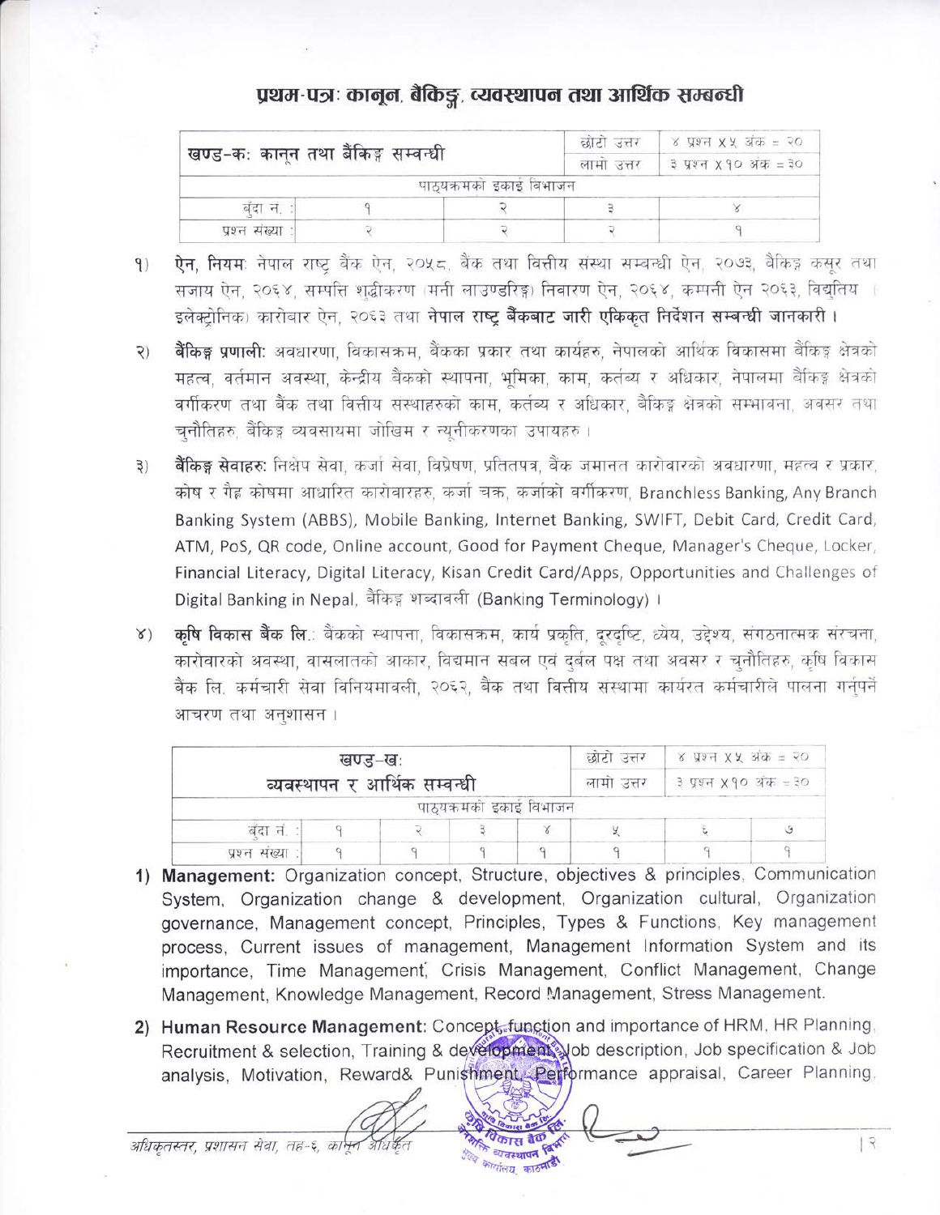## प्रथम-पत्रः कानून, बैंकिङ्ग, व्यवस्थापन तथा आर्थिक सम्बन्धी

| खण्ड-कः कानून तथा बैंकिङ्ग सम्बन्धी | | | छोटो उत्तर | ४ प्रश्न X ५ अंक = २० |
|---|---|---|---|---|
| | | | लामो उत्तर | ३ प्रश्न X १० अंक = ३० |
| पाठ्यक्रमको इकाई विभाजन | | | | |
| बुँदा नं. : | १ | २ | ३ | ४ |
| प्रश्न संख्या : | २ | २ | २ | १ |

१) **ऐन, नियमः** नेपाल राष्ट्र बैंक ऐन, २०५८, बैंक तथा वित्तीय संस्था सम्बन्धी ऐन, २०७३, बैंकिङ्ग कसूर तथा सजाय ऐन, २०६४, सम्पत्ति शुद्धीकरण (मनी लाउण्डरिङ्ग) निवारण ऐन, २०६४, कम्पनी ऐन २०६३, विद्युतिय (इलेक्ट्रोनिक) कारोबार ऐन, २०६३ तथा **नेपाल राष्ट्र बैंकबाट जारी एकिकृत निर्देशन सम्बन्धी जानकारी।**

२) **बैंकिङ्ग प्रणालीः** अवधारणा, विकासक्रम, बैंकका प्रकार तथा कार्यहरु, नेपालको आर्थिक विकासमा बैंकिङ्ग क्षेत्रको महत्व, वर्तमान अवस्था, केन्द्रीय बैंकको स्थापना, भूमिका, काम, कर्तव्य र अधिकार, नेपालमा बैंकिङ्ग क्षेत्रको वर्गीकरण तथा बैंक तथा वित्तीय संस्थाहरुको काम, कर्तव्य र अधिकार, बैंकिङ्ग क्षेत्रको सम्भावना, अवसर तथा चुनौतिहरु, बैंकिङ्ग व्यवसायमा जोखिम र न्यूनीकरणका उपायहरु।

३) **बैंकिङ्ग सेवाहरुः** निक्षेप सेवा, कर्जा सेवा, विप्रेषण, प्रतितपत्र, बैंक जमानत कारोबारको अवधारणा, महत्व र प्रकार, कोष र गैह्र कोषमा आधारित कारोवारहरु, कर्जा चक्र, कर्जाको वर्गीकरण, Branchless Banking, Any Branch Banking System (ABBS), Mobile Banking, Internet Banking, SWIFT, Debit Card, Credit Card, ATM, PoS, QR code, Online account, Good for Payment Cheque, Manager's Cheque, Locker, Financial Literacy, Digital Literacy, Kisan Credit Card/Apps, Opportunities and Challenges of Digital Banking in Nepal, बैंकिङ्ग शब्दावली (Banking Terminology)।

४) **कृषि विकास बैंक लि.:** बैंकको स्थापना, विकासक्रम, कार्य प्रकृति, दूरदृष्टि, ध्येय, उद्देश्य, संगठनात्मक संरचना, कारोबारको अवस्था, वासलातको आकार, विद्यमान सबल एवं दुर्बल पक्ष तथा अवसर र चुनौतिहरु, कृषि विकास बैंक लि. कर्मचारी सेवा विनियमावली, २०६२, बैंक तथा वित्तीय संस्थामा कार्यरत कर्मचारीले पालना गर्नुपर्ने आचरण तथा अनुशासन।

| खण्ड-खः व्यवस्थापन र आर्थिक सम्बन्धी | | | | | छोटो उत्तर | ४ प्रश्न X ५ अंक = २० |
|---|---|---|---|---|---|---|
| | | | | | लामो उत्तर | ३ प्रश्न X १० अंक = ३० |
| पाठ्यक्रमको इकाई विभाजन | | | | | | |
| बुँदा नं. : | १ | २ | ३ | ४ | ५ | ६ | ७ |
| प्रश्न संख्या : | १ | १ | १ | १ | १ | १ | १ |

1) **Management:** Organization concept, Structure, objectives & principles, Communication System, Organization change & development, Organization cultural, Organization governance, Management concept, Principles, Types & Functions, Key management process, Current issues of management, Management Information System and its importance, Time Management, Crisis Management, Conflict Management, Change Management, Knowledge Management, Record Management, Stress Management.

2) **Human Resource Management:** Concept, function and importance of HRM, HR Planning, Recruitment & selection, Training & development, Job description, Job specification & Job analysis, Motivation, Reward& Punishment, Performance appraisal, Career Planning,

*अधिकृतस्तर, प्रशासन सेवा, तह-६, कानून अधिकृत*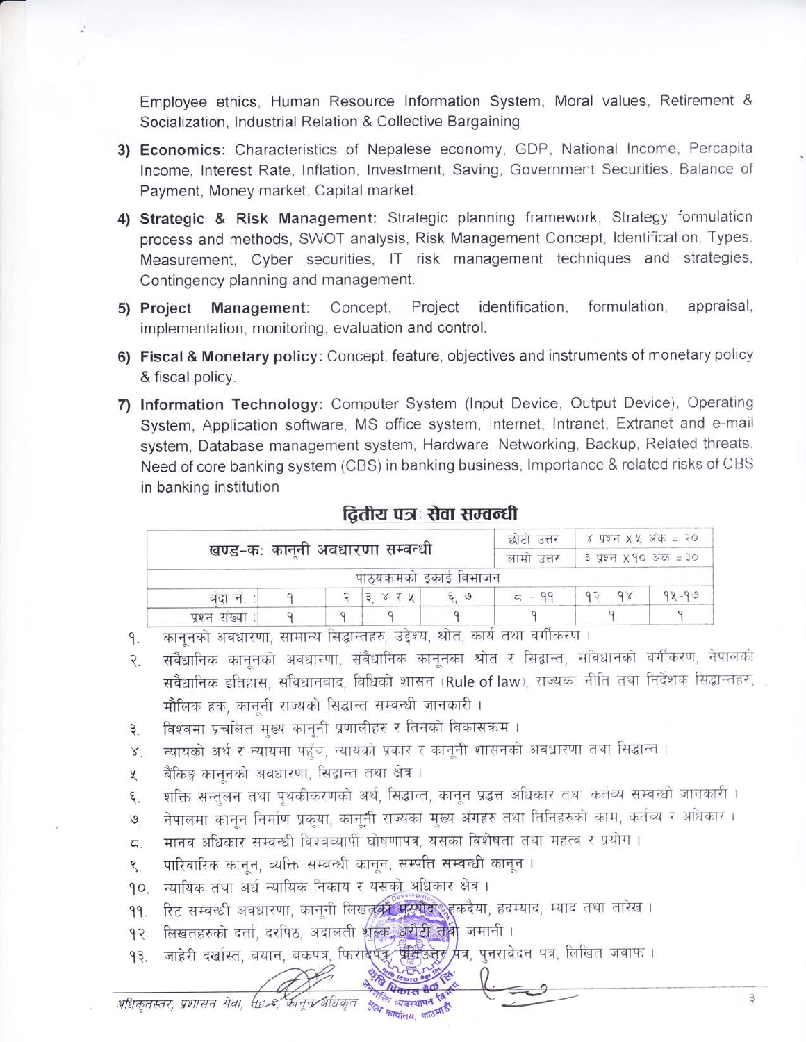Employee ethics, Human Resource Information System, Moral values, Retirement & Socialization, Industrial Relation & Collective Bargaining

3) **Economics:** Characteristics of Nepalese economy, GDP, National Income, Percapita Income, Interest Rate, Inflation, Investment, Saving, Government Securities, Balance of Payment, Money market, Capital market.

4) **Strategic & Risk Management:** Strategic planning framework, Strategy formulation process and methods, SWOT analysis, Risk Management Concept, Identification, Types, Measurement, Cyber securities, IT risk management techniques and strategies, Contingency planning and management.

5) **Project Management**: Concept, Project identification, formulation, appraisal, implementation, monitoring, evaluation and control.

6) **Fiscal & Monetary policy:** Concept, feature, objectives and instruments of monetary policy & fiscal policy.

7) **Information Technology:** Computer System (Input Device, Output Device), Operating System, Application software, MS office system, Internet, Intranet, Extranet and e-mail system, Database management system, Hardware, Networking, Backup, Related threats. Need of core banking system (CBS) in banking business, Importance & related risks of CBS in banking institution

## द्वितीय पत्र: सेवा सम्बन्धी

| खण्ड–क: कानूनी अवधारणा सम्बन्धी | | | | | छोटो उत्तर | ४ प्रश्न x ५ अंक = २० | |
|---|---|---|---|---|---|---|---|
| | | | | | लामो उत्तर | ३ प्रश्न x १० अंक = ३० | |
| पाठ्यक्रमको इकाई विभाजन | | | | | | | |
| बुँदा नं. : | १ | २ | ३, ४ र ५ | ६, ७ | ८ - ११ | १२ - १४ | १५-१७ |
| प्रश्न संख्या : | १ | १ | १ | १ | १ | १ | १ |

१. कानूनको अवधारणा, सामान्य सिद्धान्तहरु, उद्देश्य, श्रोत, कार्य तथा वर्गीकरण ।

२. संवैधानिक कानूनको अवधारणा, संवैधानिक कानूनका श्रोत र सिद्धान्त, संविधानको वर्गीकरण, नेपालको संवैधानिक इतिहास, संविधानवाद, विधिको शासन (Rule of law), राज्यका नीति तथा निर्देशक सिद्धान्तहरु, मौलिक हक, कानूनी राज्यको सिद्धान्त सम्बन्धी जानकारी ।

३. विश्वमा प्रचलित मुख्य कानूनी प्रणालीहरु र तिनको विकासक्रम ।

४. न्यायको अर्थ र न्यायमा पहुँच, न्यायको प्रकार र कानूनी शासनको अवधारणा तथा सिद्धान्त ।

५. बैंकिङ्ग कानूनको अवधारणा, सिद्धान्त तथा क्षेत्र ।

६. शक्ति सन्तुलन तथा पृथकीकरणको अर्थ, सिद्धान्त, कानून प्रद्धत्त अधिकार तथा कर्तव्य सम्बन्धी जानकारी ।

७. नेपालमा कानून निर्माण प्रकृया, कानूनी राज्यका मुख्य अंगहरु तथा तिनिहरुको काम, कर्तव्य र अधिकार ।

८. मानव अधिकार सम्बन्धी विश्वव्यापी घोषणापत्र, यसका विशेषता तथा महत्व र प्रयोग ।

९. पारिवारिक कानून, व्यक्ति सम्बन्धी कानून, सम्पत्ति सम्बन्धी कानून ।

१०. न्यायिक तथा अर्ध न्यायिक निकाय र यसको अधिकार क्षेत्र ।

११. रिट सम्बन्धी अवधारणा, कानूनी लिखतको मस्यौदा, हकदैया, हदम्याद, म्याद तथा तारेख ।

१२. लिखतहरुको दर्ता, दरपिठ, अदालती शुल्क, धरौटी तथा जमानी ।

१३. जाहेरी दर्खास्त, बयान, बकपत्र, फिरादपत्र, प्रतिउत्तर पत्र, पुनरावेदन पत्र, लिखित जवाफ ।

*अधिकृतस्तर, प्रशासन सेवा, छैठौं, कानून अधिकृत*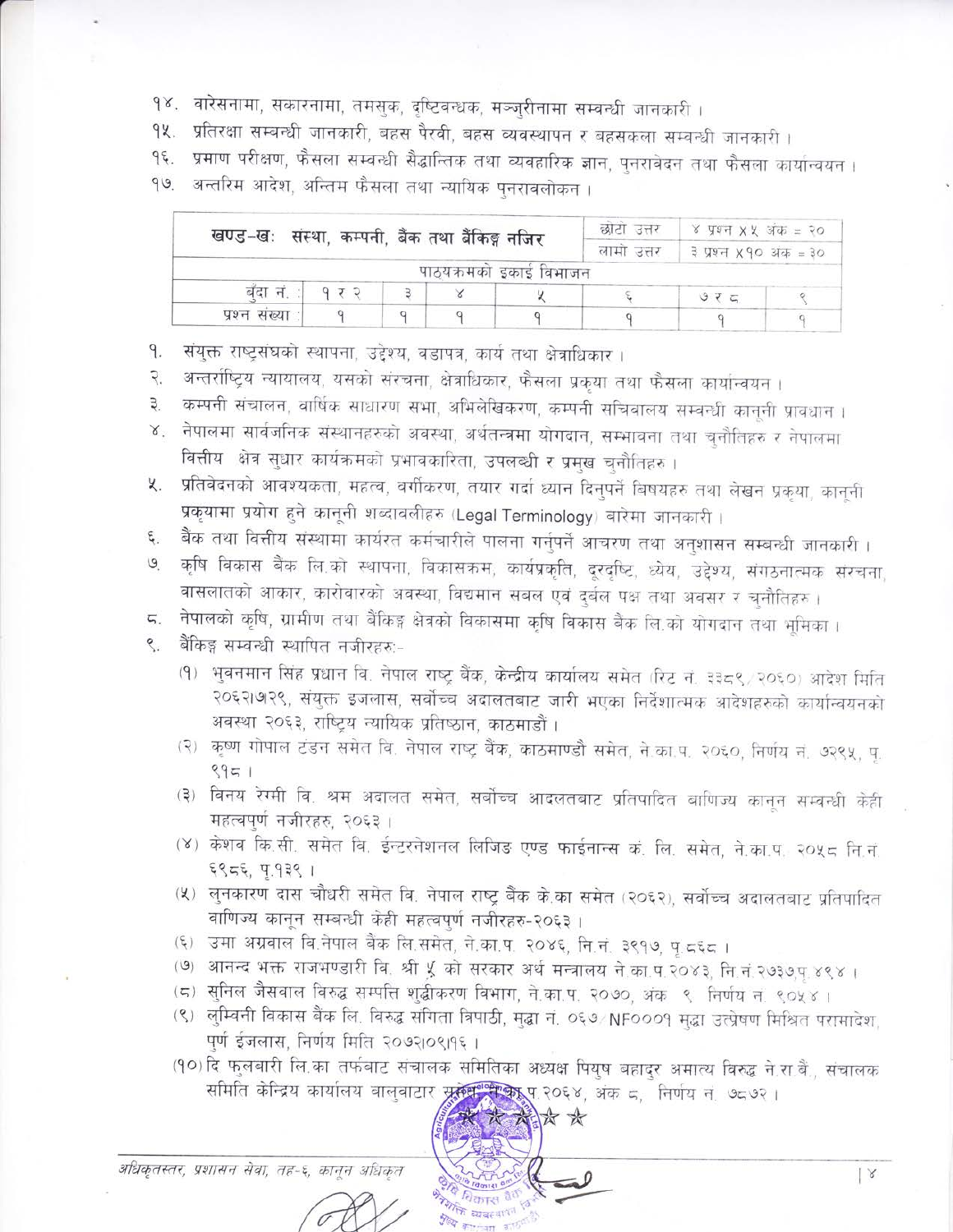१४. वारेसनामा, सकारनामा, तमसुक, दृष्टिवन्धक, मञ्जुरीनामा सम्बन्धी जानकारी ।
१५. प्रतिरक्षा सम्बन्धी जानकारी, बहस पैरवी, बहस व्यवस्थापन र बहसकला सम्बन्धी जानकारी ।
१६. प्रमाण परीक्षण, फैसला सम्बन्धी सैद्धान्तिक तथा व्यवहारिक ज्ञान, पुनरावेदन तथा फैसला कार्यान्वयन ।
१७. अन्तरिम आदेश, अन्तिम फैसला तथा न्यायिक पुनरावलोकन ।

| खण्ड-खः संस्था, कम्पनी, बैंक तथा बैंकिङ्ग नजिर | | | | | छोटो उत्तर | ४ प्रश्न X ५ अंक = २० | |
|---|---|---|---|---|---|---|---|
| | | | | | लामो उत्तर | ३ प्रश्न X १० अंक = ३० | |
| पाठ्यक्रमको इकाई विभाजन | | | | | | | |
| बुँदा नं. : | १ र २ | ३ | ४ | ५ | ६ | ७ र ८ | ९ |
| प्रश्न संख्या : | १ | १ | १ | १ | १ | १ | १ |

१. संयुक्त राष्ट्रसंघको स्थापना, उद्देश्य, वडापत्र, कार्य तथा क्षेत्राधिकार ।
२. अन्तर्राष्ट्रिय न्यायालय, यसको संरचना, क्षेत्राधिकार, फैसला प्रकृया तथा फैसला कार्यान्वयन ।
३. कम्पनी संचालन, वार्षिक साधारण सभा, अभिलेखिकरण, कम्पनी सचिवालय सम्बन्धी कानूनी प्रावधान ।
४. नेपालमा सार्वजनिक संस्थानहरुको अवस्था, अर्थतन्त्रमा योगदान, सम्भावना तथा चुनौतिहरु र नेपालमा वित्तीय क्षेत्र सुधार कार्यक्रमको प्रभावकारिता, उपलब्धी र प्रमुख चुनौतिहरु ।
५. प्रतिवेदनको आवश्यकता, महत्व, वर्गीकरण, तयार गर्दा ध्यान दिनुपर्ने बिषयहरु तथा लेखन प्रकृया, कानूनी प्रकृयामा प्रयोग हुने कानूनी शब्दावलीहरु (Legal Terminology) बारेमा जानकारी ।
६. बैंक तथा वित्तीय संस्थामा कार्यरत कर्मचारीले पालना गर्नुपर्ने आचरण तथा अनुशासन सम्बन्धी जानकारी ।
७. कृषि विकास बैंक लि.को स्थापना, विकासक्रम, कार्यप्रकृति, दूरदृष्टि, ध्येय, उद्देश्य, संगठनात्मक सरचना, वासलातको आकार, कारोवारको अवस्था, विद्यमान सबल एवं दुर्बल पक्ष तथा अवसर र चुनौतिहरु ।
८. नेपालको कृषि, ग्रामीण तथा बैंकिङ्ग क्षेत्रको विकासमा कृषि विकास बैंक लि.को योगदान तथा भूमिका ।
९. बैंकिङ्ग सम्बन्धी स्थापित नजीरहरुः-
   (१) भुवनमान सिंह प्रधान वि. नेपाल राष्ट्र बैंक, केन्द्रीय कार्यालय समेत (रिट नं. ३३८९/२०६०) आदेश मिति २०६२।७।२९, संयुक्त इजलास, सर्वोच्च अदालतबाट जारी भएका निर्देशात्मक आदेशहरुको कार्यान्वयनको अवस्था २०६३, राष्ट्रिय न्यायिक प्रतिष्ठान, काठमाडौं ।
   (२) कृष्ण गोपाल टंडन समेत वि. नेपाल राष्ट्र बैंक, काठमाण्डौ समेत, ने.का.प. २०६०, निर्णय नं. ७२९५, पृ. ९१८ ।
   (३) विनय रेग्मी वि. श्रम अदालत समेत, सर्वोच्च आदलतबाट प्रतिपादित बाणिज्य कानून सम्बन्धी केही महत्वपुर्ण नजीरहरु, २०६३ ।
   (४) केशव कि.सी. समेत वि. ईन्टरनेशनल लिजिङ एण्ड फाईनान्स कं. लि. समेत, ने.का.प. २०५८ नि.नं. ६९८६, पृ.१३९ ।
   (५) लुनकारण दास चौधरी समेत वि. नेपाल राष्ट्र बैंक के.का समेत (२०६२), सर्वोच्च अदालतबाट प्रतिपादित वाणिज्य कानून सम्बन्धी केही महत्वपूर्ण नजीरहरु-२०६३ ।
   (६) उमा अग्रवाल वि.नेपाल बैंक लि.समेत, ने.का.प. २०४६, नि.नं. ३९१७, पृ.८६८ ।
   (७) आनन्द भक्त राजभण्डारी वि. श्री ५ को सरकार अर्थ मन्त्रालय ने.का.प.२०४३, नि.नं.२७३७पृ.४९४ ।
   (८) सुनिल जैसवाल विरुद्ध सम्पत्ति शुद्धीकरण विभाग, ने.का.प. २०७०, अंक ९ निर्णय नं. ९०५४ ।
   (९) लुम्बिनी विकास बैंक लि. विरुद्ध संगिता त्रिपाठी, मुद्दा नं. ०६७/NF०००१ मुद्दा उत्प्रेषण मिश्रित परामादेश, पुर्ण ईजलास, निर्णय मिति २०७२।०९।१६ ।
   (१०) दि फुलबारी लि.का तर्फबाट संचालक समितिका अध्यक्ष पियुष बहादुर अमात्य विरुद्ध ने.रा.बैं., संचालक समिति केन्द्रिय कार्यालय बालुवाटार समेत, ने.का.प.२०६४, अंक ८, निर्णय नं. ७८७२ ।

*अधिकृतस्तर, प्रशासन सेवा, तह-६, कानून अधिकृत*